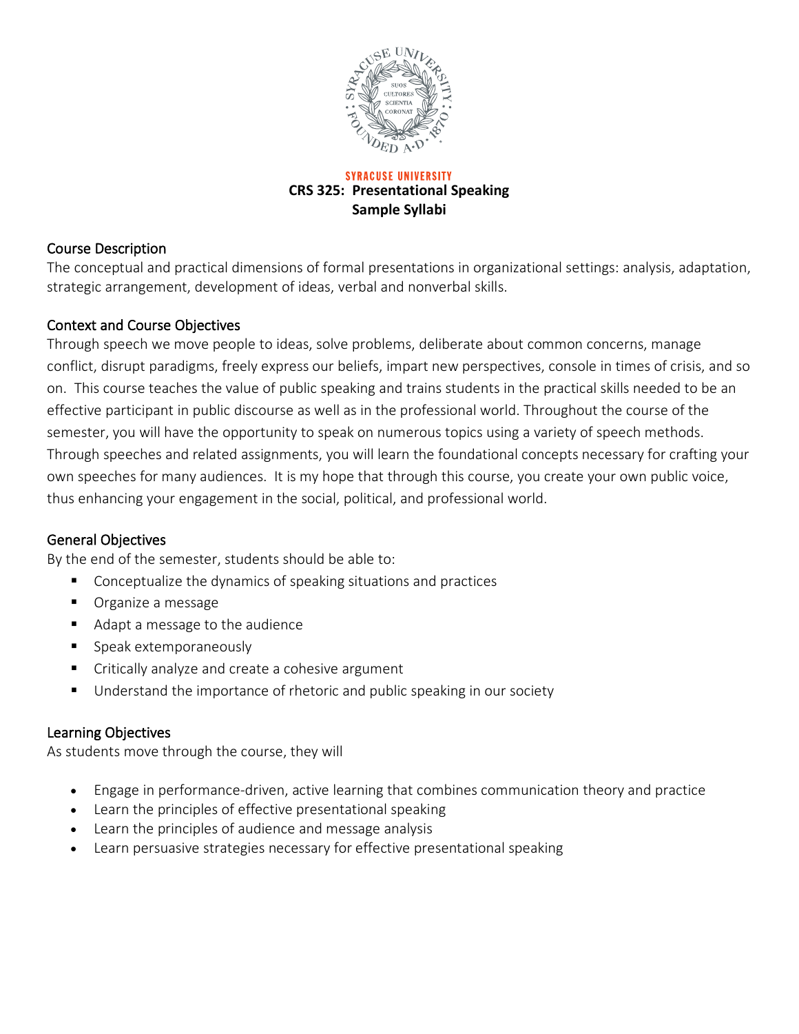**SYRACUSE UNIVERSITY**

# CRS 325: Presentational Speaking

## Sample Syllabi

### Course Description

The conceptual and practical dimensions of formal presentations in organizational settings: analysis, adaptation, strategic arrangement, development of ideas, verbal and nonverbal skills.

### Context and Course Objectives

Through speech we move people to ideas, solve problems, deliberate about common concerns, manage conflict, disrupt paradigms, freely express our beliefs, impart new perspectives, console in times of crisis, and so on. This course teaches the value of public speaking and trains students in the practical skills needed to be an effective participant in public discourse as well as in the professional world. Throughout the course of the semester, you will have the opportunity to speak on numerous topics using a variety of speech methods. Through speeches and related assignments, you will learn the foundational concepts necessary for crafting your own speeches for many audiences. It is my hope that through this course, you create your own public voice, thus enhancing your engagement in the social, political, and professional world.

### General Objectives

By the end of the semester, students should be able to:

- Conceptualize the dynamics of speaking situations and practices
- Organize a message
- Adapt a message to the audience
- Speak extemporaneously
- Critically analyze and create a cohesive argument
- Understand the importance of rhetoric and public speaking in our society

### Learning Objectives

As students move through the course, they will

- Engage in performance-driven, active learning that combines communication theory and practice
- Learn the principles of effective presentational speaking
- Learn the principles of audience and message analysis
- Learn persuasive strategies necessary for effective presentational speaking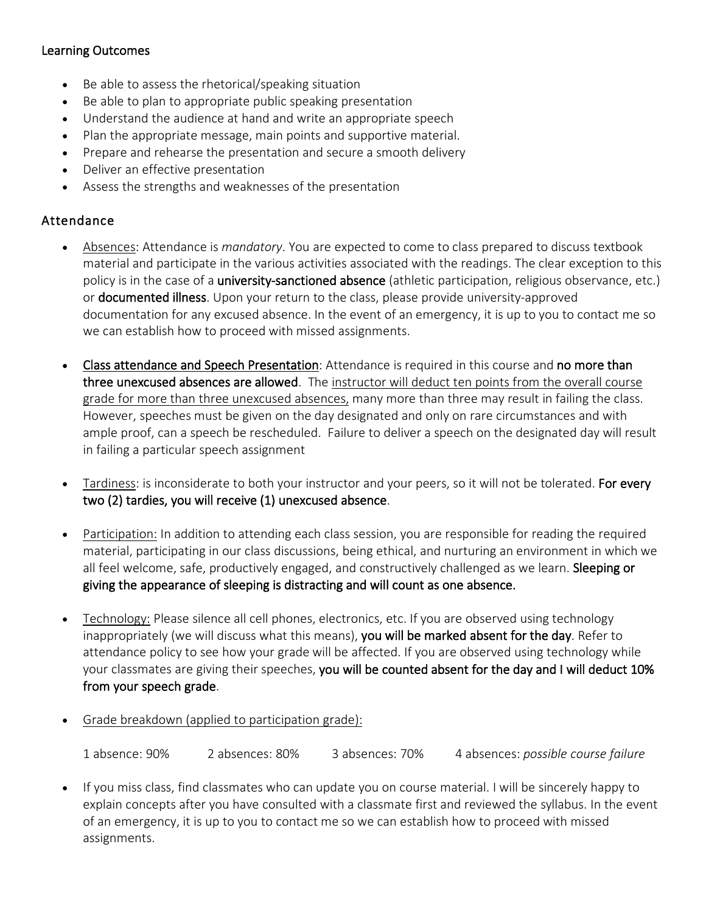## Learning Outcomes

- Be able to assess the rhetorical/speaking situation
- Be able to plan to appropriate public speaking presentation
- Understand the audience at hand and write an appropriate speech
- Plan the appropriate message, main points and supportive material.
- Prepare and rehearse the presentation and secure a smooth delivery
- Deliver an effective presentation
- Assess the strengths and weaknesses of the presentation

## Attendance

- <u>Absences</u>: Attendance is *mandatory*. You are expected to come to class prepared to discuss textbook material and participate in the various activities associated with the readings. The clear exception to this policy is in the case of a **university-sanctioned absence** (athletic participation, religious observance, etc.) or **documented illness**. Upon your return to the class, please provide university-approved documentation for any excused absence. In the event of an emergency, it is up to you to contact me so we can establish how to proceed with missed assignments.

- <u>**Class attendance and Speech Presentation**</u>: Attendance is required in this course and **no more than three unexcused absences are allowed**. The <u>instructor will deduct ten points from the overall course grade for more than three unexcused absences,</u> many more than three may result in failing the class. However, speeches must be given on the day designated and only on rare circumstances and with ample proof, can a speech be rescheduled. Failure to deliver a speech on the designated day will result in failing a particular speech assignment

- <u>Tardiness</u>: is inconsiderate to both your instructor and your peers, so it will not be tolerated. **For every two (2) tardies, you will receive (1) unexcused absence**.

- <u>Participation:</u> In addition to attending each class session, you are responsible for reading the required material, participating in our class discussions, being ethical, and nurturing an environment in which we all feel welcome, safe, productively engaged, and constructively challenged as we learn. **Sleeping or giving the appearance of sleeping is distracting and will count as one absence.**

- <u>Technology:</u> Please silence all cell phones, electronics, etc. If you are observed using technology inappropriately (we will discuss what this means), **you will be marked absent for the day**. Refer to attendance policy to see how your grade will be affected. If you are observed using technology while your classmates are giving their speeches, **you will be counted absent for the day and I will deduct 10% from your speech grade**.

- <u>Grade breakdown (applied to participation grade):</u>

  1 absence: 90% 2 absences: 80% 3 absences: 70% 4 absences: *possible course failure*

- If you miss class, find classmates who can update you on course material. I will be sincerely happy to explain concepts after you have consulted with a classmate first and reviewed the syllabus. In the event of an emergency, it is up to you to contact me so we can establish how to proceed with missed assignments.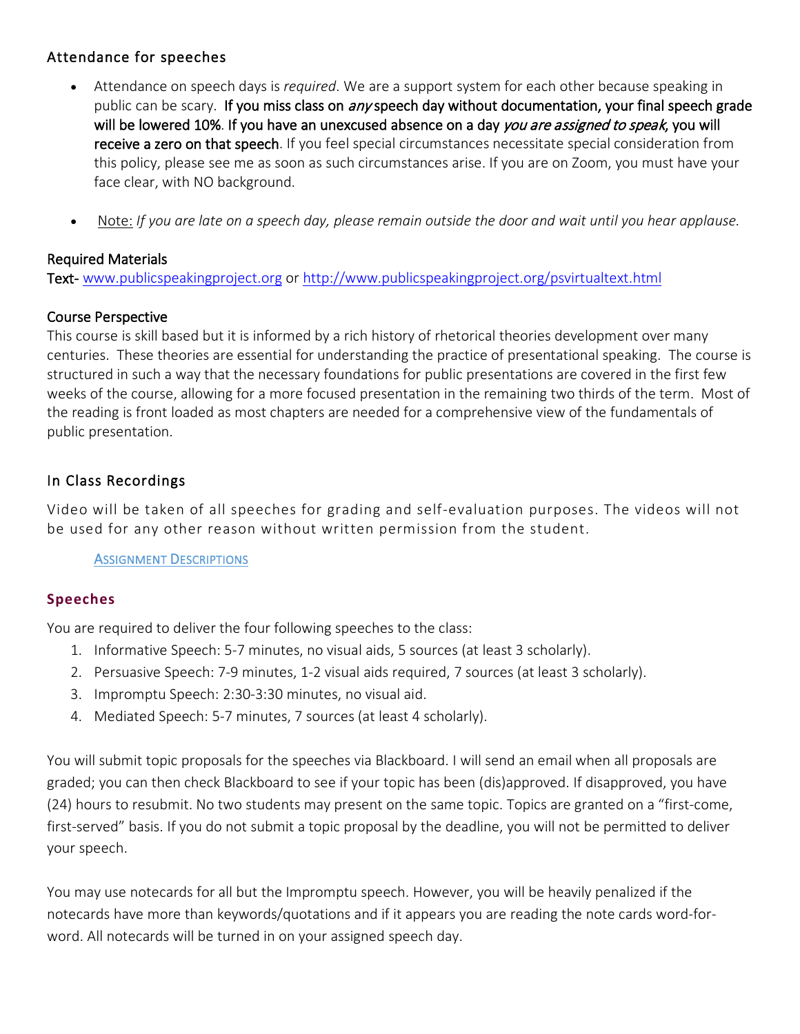### Attendance for speeches

- Attendance on speech days is *required*. We are a support system for each other because speaking in public can be scary. **If you miss class on *any* speech day without documentation, your final speech grade will be lowered 10%**. **If you have an unexcused absence on a day *you are assigned to speak*, you will receive a zero on that speech**. If you feel special circumstances necessitate special consideration from this policy, please see me as soon as such circumstances arise. If you are on Zoom, you must have your face clear, with NO background.
- Note: *If you are late on a speech day, please remain outside the door and wait until you hear applause.*

**Required Materials**

**Text-** www.publicspeakingproject.org or http://www.publicspeakingproject.org/psvirtualtext.html

**Course Perspective**

This course is skill based but it is informed by a rich history of rhetorical theories development over many centuries. These theories are essential for understanding the practice of presentational speaking. The course is structured in such a way that the necessary foundations for public presentations are covered in the first few weeks of the course, allowing for a more focused presentation in the remaining two thirds of the term. Most of the reading is front loaded as most chapters are needed for a comprehensive view of the fundamentals of public presentation.

### In Class Recordings

Video will be taken of all speeches for grading and self-evaluation purposes. The videos will not be used for any other reason without written permission from the student.

## Assignment Descriptions

### Speeches

You are required to deliver the four following speeches to the class:

1. Informative Speech: 5-7 minutes, no visual aids, 5 sources (at least 3 scholarly).
2. Persuasive Speech: 7-9 minutes, 1-2 visual aids required, 7 sources (at least 3 scholarly).
3. Impromptu Speech: 2:30-3:30 minutes, no visual aid.
4. Mediated Speech: 5-7 minutes, 7 sources (at least 4 scholarly).

You will submit topic proposals for the speeches via Blackboard. I will send an email when all proposals are graded; you can then check Blackboard to see if your topic has been (dis)approved. If disapproved, you have (24) hours to resubmit. No two students may present on the same topic. Topics are granted on a "first-come, first-served" basis. If you do not submit a topic proposal by the deadline, you will not be permitted to deliver your speech.

You may use notecards for all but the Impromptu speech. However, you will be heavily penalized if the notecards have more than keywords/quotations and if it appears you are reading the note cards word-for-word. All notecards will be turned in on your assigned speech day.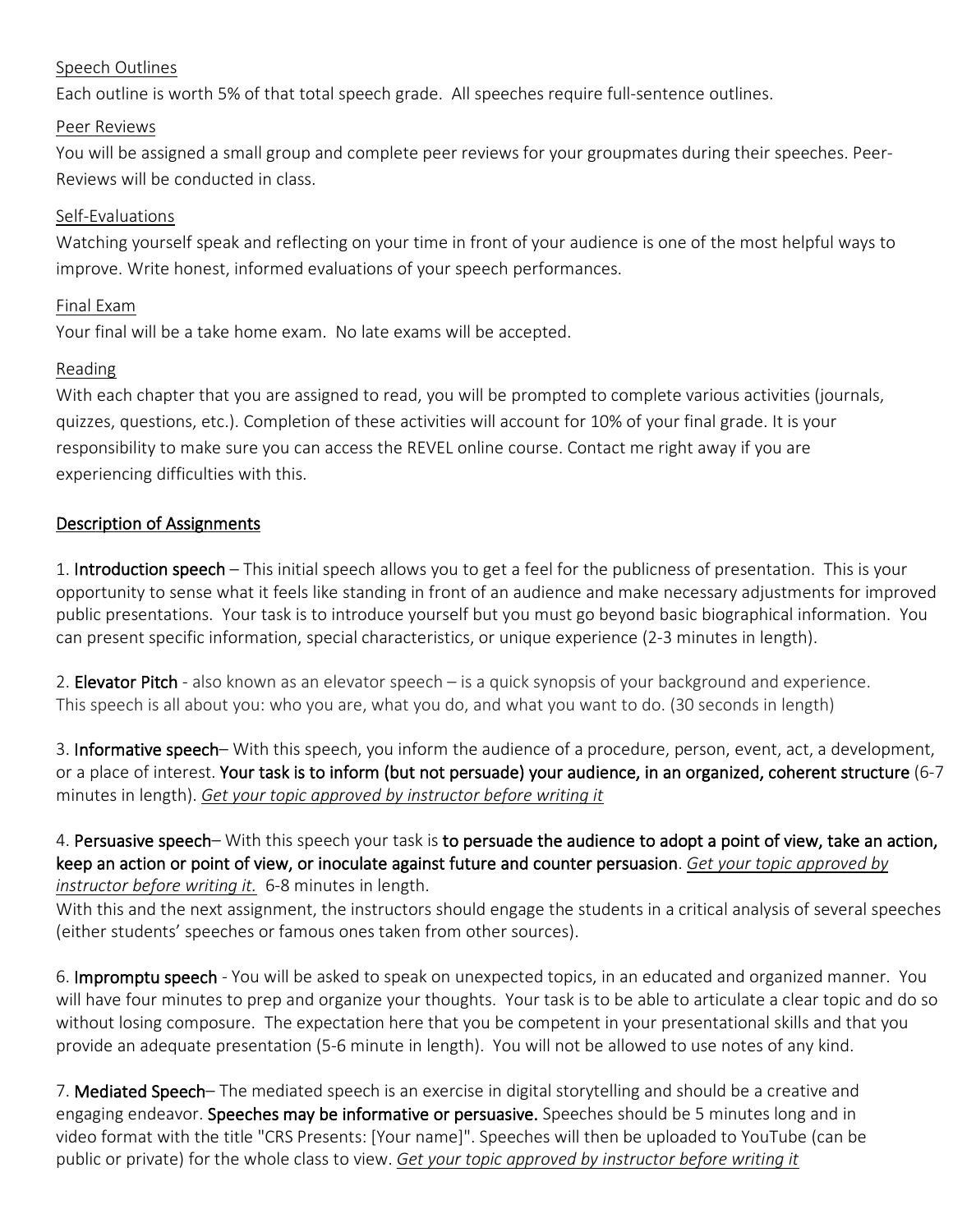<u>Speech Outlines</u>

Each outline is worth 5% of that total speech grade. All speeches require full-sentence outlines.

<u>Peer Reviews</u>

You will be assigned a small group and complete peer reviews for your groupmates during their speeches. Peer-Reviews will be conducted in class.

<u>Self-Evaluations</u>

Watching yourself speak and reflecting on your time in front of your audience is one of the most helpful ways to improve. Write honest, informed evaluations of your speech performances.

<u>Final Exam</u>

Your final will be a take home exam. No late exams will be accepted.

<u>Reading</u>

With each chapter that you are assigned to read, you will be prompted to complete various activities (journals, quizzes, questions, etc.). Completion of these activities will account for 10% of your final grade. It is your responsibility to make sure you can access the REVEL online course. Contact me right away if you are experiencing difficulties with this.

## <u>Description of Assignments</u>

1. **Introduction speech** – This initial speech allows you to get a feel for the publicness of presentation. This is your opportunity to sense what it feels like standing in front of an audience and make necessary adjustments for improved public presentations. Your task is to introduce yourself but you must go beyond basic biographical information. You can present specific information, special characteristics, or unique experience (2-3 minutes in length).

2. **Elevator Pitch** - also known as an elevator speech – is a quick synopsis of your background and experience. This speech is all about you: who you are, what you do, and what you want to do. (30 seconds in length)

3. **Informative speech**– With this speech, you inform the audience of a procedure, person, event, act, a development, or a place of interest. **Your task is to inform (but not persuade) your audience, in an organized, coherent structure** (6-7 minutes in length). *<u>Get your topic approved by instructor before writing it</u>*

4. **Persuasive speech**– With this speech your task is **to persuade the audience to adopt a point of view, take an action, keep an action or point of view, or inoculate against future and counter persuasion**. *<u>Get your topic approved by instructor before writing it.</u>* 6-8 minutes in length.
With this and the next assignment, the instructors should engage the students in a critical analysis of several speeches (either students' speeches or famous ones taken from other sources).

6. **Impromptu speech** - You will be asked to speak on unexpected topics, in an educated and organized manner. You will have four minutes to prep and organize your thoughts. Your task is to be able to articulate a clear topic and do so without losing composure. The expectation here that you be competent in your presentational skills and that you provide an adequate presentation (5-6 minute in length). You will not be allowed to use notes of any kind.

7. **Mediated Speech**– The mediated speech is an exercise in digital storytelling and should be a creative and engaging endeavor. **Speeches may be informative or persuasive.** Speeches should be 5 minutes long and in video format with the title "CRS Presents: [Your name]". Speeches will then be uploaded to YouTube (can be public or private) for the whole class to view. *<u>Get your topic approved by instructor before writing it</u>*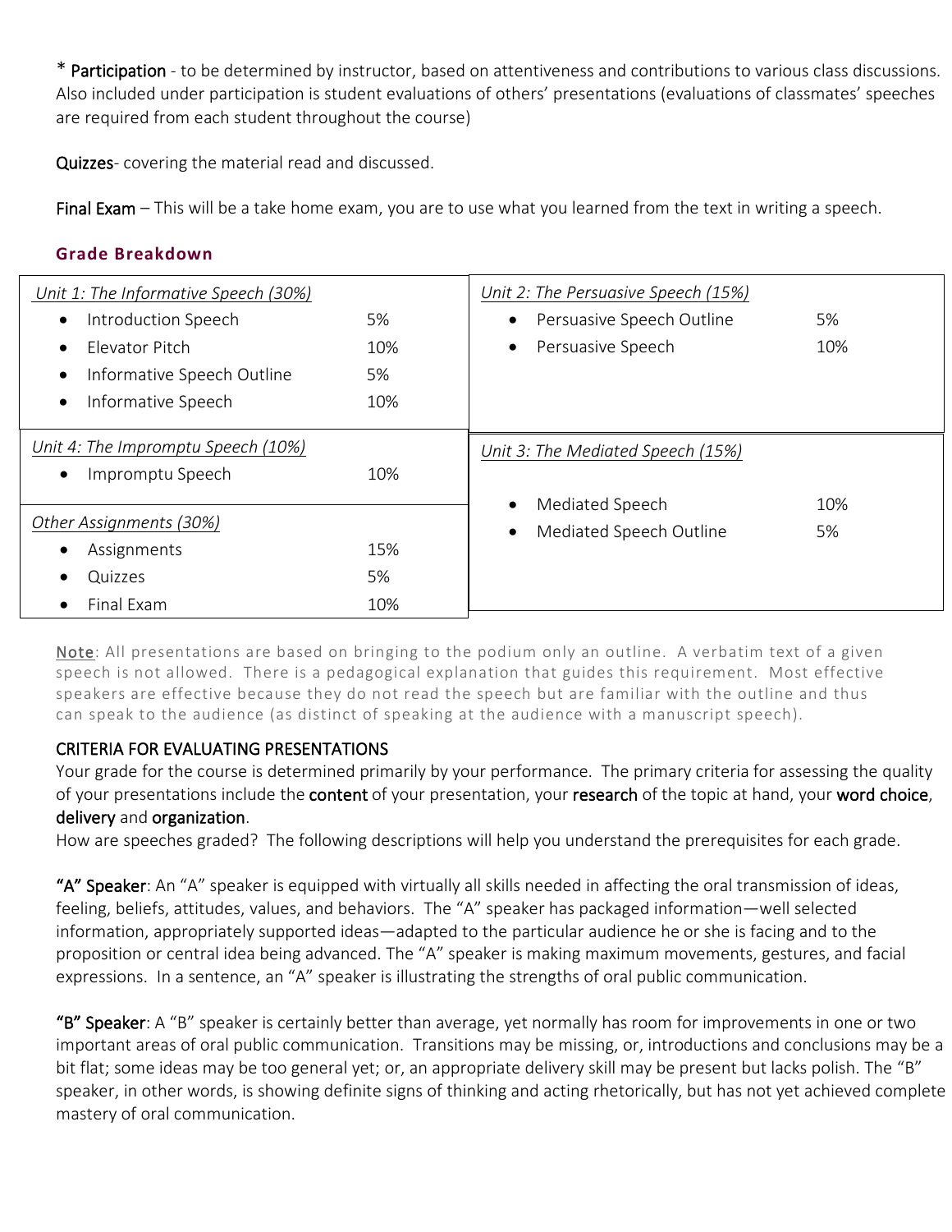\* **Participation** - to be determined by instructor, based on attentiveness and contributions to various class discussions. Also included under participation is student evaluations of others' presentations (evaluations of classmates' speeches are required from each student throughout the course)

**Quizzes**- covering the material read and discussed.

**Final Exam** – This will be a take home exam, you are to use what you learned from the text in writing a speech.

## Grade Breakdown

| *Unit 1: The Informative Speech (30%)* | |
|---|---|
| Introduction Speech | 5% |
| Elevator Pitch | 10% |
| Informative Speech Outline | 5% |
| Informative Speech | 10% |

| *Unit 2: The Persuasive Speech (15%)* | |
|---|---|
| Persuasive Speech Outline | 5% |
| Persuasive Speech | 10% |

| *Unit 3: The Mediated Speech (15%)* | |
|---|---|
| Mediated Speech | 10% |
| Mediated Speech Outline | 5% |

| *Unit 4: The Impromptu Speech (10%)* | |
|---|---|
| Impromptu Speech | 10% |

| *Other Assignments (30%)* | |
|---|---|
| Assignments | 15% |
| Quizzes | 5% |
| Final Exam | 10% |

Note: All presentations are based on bringing to the podium only an outline. A verbatim text of a given speech is not allowed. There is a pedagogical explanation that guides this requirement. Most effective speakers are effective because they do not read the speech but are familiar with the outline and thus can speak to the audience (as distinct of speaking at the audience with a manuscript speech).

### CRITERIA FOR EVALUATING PRESENTATIONS

Your grade for the course is determined primarily by your performance. The primary criteria for assessing the quality of your presentations include the **content** of your presentation, your **research** of the topic at hand, your **word choice**, **delivery** and **organization**.

How are speeches graded? The following descriptions will help you understand the prerequisites for each grade.

**"A" Speaker**: An "A" speaker is equipped with virtually all skills needed in affecting the oral transmission of ideas, feeling, beliefs, attitudes, values, and behaviors. The "A" speaker has packaged information—well selected information, appropriately supported ideas—adapted to the particular audience he or she is facing and to the proposition or central idea being advanced. The "A" speaker is making maximum movements, gestures, and facial expressions. In a sentence, an "A" speaker is illustrating the strengths of oral public communication.

**"B" Speaker**: A "B" speaker is certainly better than average, yet normally has room for improvements in one or two important areas of oral public communication. Transitions may be missing, or, introductions and conclusions may be a bit flat; some ideas may be too general yet; or, an appropriate delivery skill may be present but lacks polish. The "B" speaker, in other words, is showing definite signs of thinking and acting rhetorically, but has not yet achieved complete mastery of oral communication.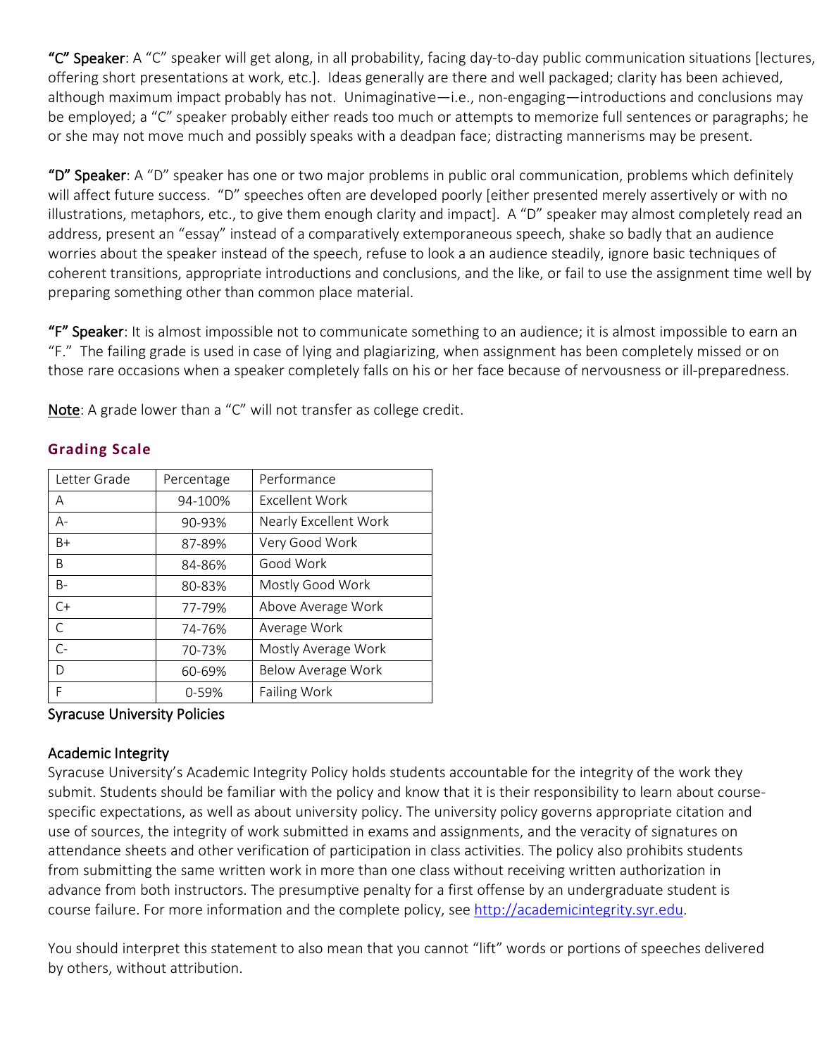**"C" Speaker**: A "C" speaker will get along, in all probability, facing day-to-day public communication situations [lectures, offering short presentations at work, etc.]. Ideas generally are there and well packaged; clarity has been achieved, although maximum impact probably has not. Unimaginative—i.e., non-engaging—introductions and conclusions may be employed; a "C" speaker probably either reads too much or attempts to memorize full sentences or paragraphs; he or she may not move much and possibly speaks with a deadpan face; distracting mannerisms may be present.

**"D" Speaker**: A "D" speaker has one or two major problems in public oral communication, problems which definitely will affect future success. "D" speeches often are developed poorly [either presented merely assertively or with no illustrations, metaphors, etc., to give them enough clarity and impact]. A "D" speaker may almost completely read an address, present an "essay" instead of a comparatively extemporaneous speech, shake so badly that an audience worries about the speaker instead of the speech, refuse to look a an audience steadily, ignore basic techniques of coherent transitions, appropriate introductions and conclusions, and the like, or fail to use the assignment time well by preparing something other than common place material.

**"F" Speaker**: It is almost impossible not to communicate something to an audience; it is almost impossible to earn an "F." The failing grade is used in case of lying and plagiarizing, when assignment has been completely missed or on those rare occasions when a speaker completely falls on his or her face because of nervousness or ill-preparedness.

Note: A grade lower than a "C" will not transfer as college credit.

## Grading Scale

| Letter Grade | Percentage | Performance |
|---|---|---|
| A | 94-100% | Excellent Work |
| A- | 90-93% | Nearly Excellent Work |
| B+ | 87-89% | Very Good Work |
| B | 84-86% | Good Work |
| B- | 80-83% | Mostly Good Work |
| C+ | 77-79% | Above Average Work |
| C | 74-76% | Average Work |
| C- | 70-73% | Mostly Average Work |
| D | 60-69% | Below Average Work |
| F | 0-59% | Failing Work |

## Syracuse University Policies

### Academic Integrity

Syracuse University's Academic Integrity Policy holds students accountable for the integrity of the work they submit. Students should be familiar with the policy and know that it is their responsibility to learn about course-specific expectations, as well as about university policy. The university policy governs appropriate citation and use of sources, the integrity of work submitted in exams and assignments, and the veracity of signatures on attendance sheets and other verification of participation in class activities. The policy also prohibits students from submitting the same written work in more than one class without receiving written authorization in advance from both instructors. The presumptive penalty for a first offense by an undergraduate student is course failure. For more information and the complete policy, see http://academicintegrity.syr.edu.

You should interpret this statement to also mean that you cannot "lift" words or portions of speeches delivered by others, without attribution.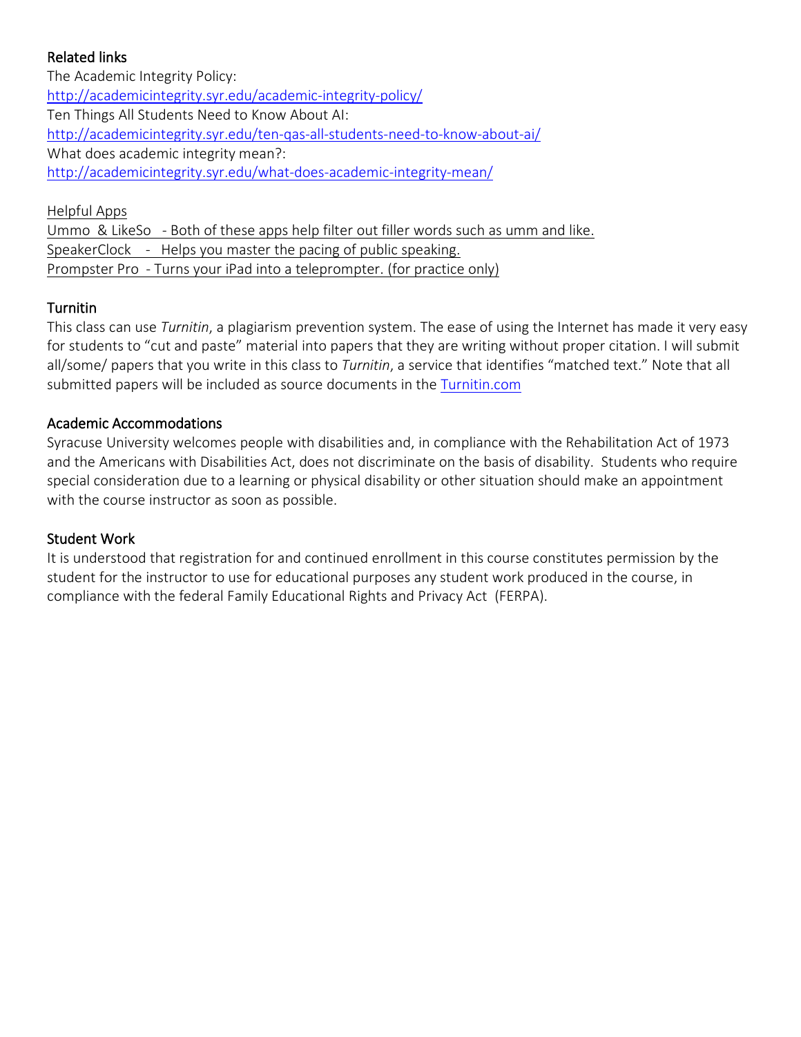### Related links

The Academic Integrity Policy:
[http://academicintegrity.syr.edu/academic-integrity-policy/](http://academicintegrity.syr.edu/academic-integrity-policy/)
Ten Things All Students Need to Know About AI:
[http://academicintegrity.syr.edu/ten-qas-all-students-need-to-know-about-ai/](http://academicintegrity.syr.edu/ten-qas-all-students-need-to-know-about-ai/)
What does academic integrity mean?:
[http://academicintegrity.syr.edu/what-does-academic-integrity-mean/](http://academicintegrity.syr.edu/what-does-academic-integrity-mean/)

Helpful Apps
Ummo & LikeSo - Both of these apps help filter out filler words such as umm and like.
SpeakerClock - Helps you master the pacing of public speaking.
Prompster Pro - Turns your iPad into a teleprompter. (for practice only)

### Turnitin

This class can use *Turnitin*, a plagiarism prevention system. The ease of using the Internet has made it very easy for students to "cut and paste" material into papers that they are writing without proper citation. I will submit all/some/ papers that you write in this class to *Turnitin*, a service that identifies "matched text." Note that all submitted papers will be included as source documents in the [Turnitin.com](Turnitin.com)

### Academic Accommodations

Syracuse University welcomes people with disabilities and, in compliance with the Rehabilitation Act of 1973 and the Americans with Disabilities Act, does not discriminate on the basis of disability. Students who require special consideration due to a learning or physical disability or other situation should make an appointment with the course instructor as soon as possible.

### Student Work

It is understood that registration for and continued enrollment in this course constitutes permission by the student for the instructor to use for educational purposes any student work produced in the course, in compliance with the federal Family Educational Rights and Privacy Act (FERPA).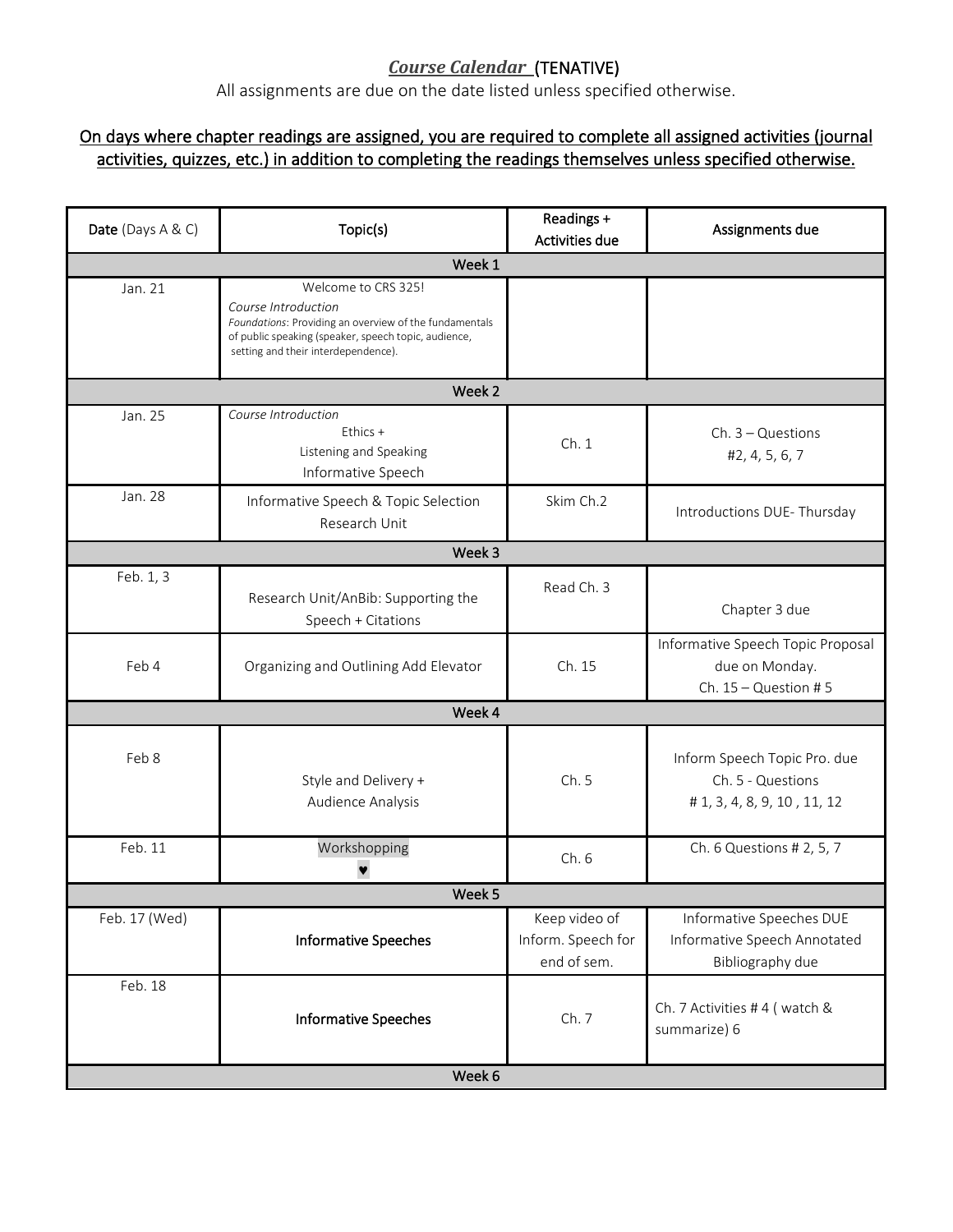***Course Calendar*** (TENATIVE)

All assignments are due on the date listed unless specified otherwise.

<u>On days where chapter readings are assigned, you are required to complete all assigned activities (journal activities, quizzes, etc.) in addition to completing the readings themselves unless specified otherwise.</u>

| **Date** (Days A & C) | Topic(s) | Readings + Activities due | Assignments due |
|---|---|---|---|
| | **Week 1** | | |
| Jan. 21 | Welcome to CRS 325! *Course Introduction* *Foundations*: Providing an overview of the fundamentals of public speaking (speaker, speech topic, audience, setting and their interdependence). | | |
| | **Week 2** | | |
| Jan. 25 | *Course Introduction* Ethics + Listening and Speaking Informative Speech | Ch. 1 | Ch. 3 – Questions #2, 4, 5, 6, 7 |
| Jan. 28 | Informative Speech & Topic Selection Research Unit | Skim Ch.2 | Introductions DUE- Thursday |
| | **Week 3** | | |
| Feb. 1, 3 | Research Unit/AnBib: Supporting the Speech + Citations | Read Ch. 3 | Chapter 3 due |
| Feb 4 | Organizing and Outlining Add Elevator | Ch. 15 | Informative Speech Topic Proposal due on Monday. Ch. 15 – Question # 5 |
| | **Week 4** | | |
| Feb 8 | Style and Delivery + Audience Analysis | Ch. 5 | Inform Speech Topic Pro. due Ch. 5 - Questions # 1, 3, 4, 8, 9, 10 , 11, 12 |
| Feb. 11 | Workshopping ♥ | Ch. 6 | Ch. 6 Questions # 2, 5, 7 |
| | **Week 5** | | |
| Feb. 17 (Wed) | **Informative Speeches** | Keep video of Inform. Speech for end of sem. | Informative Speeches DUE Informative Speech Annotated Bibliography due |
| Feb. 18 | **Informative Speeches** | Ch. 7 | Ch. 7 Activities # 4 ( watch & summarize) 6 |
| | **Week 6** | | |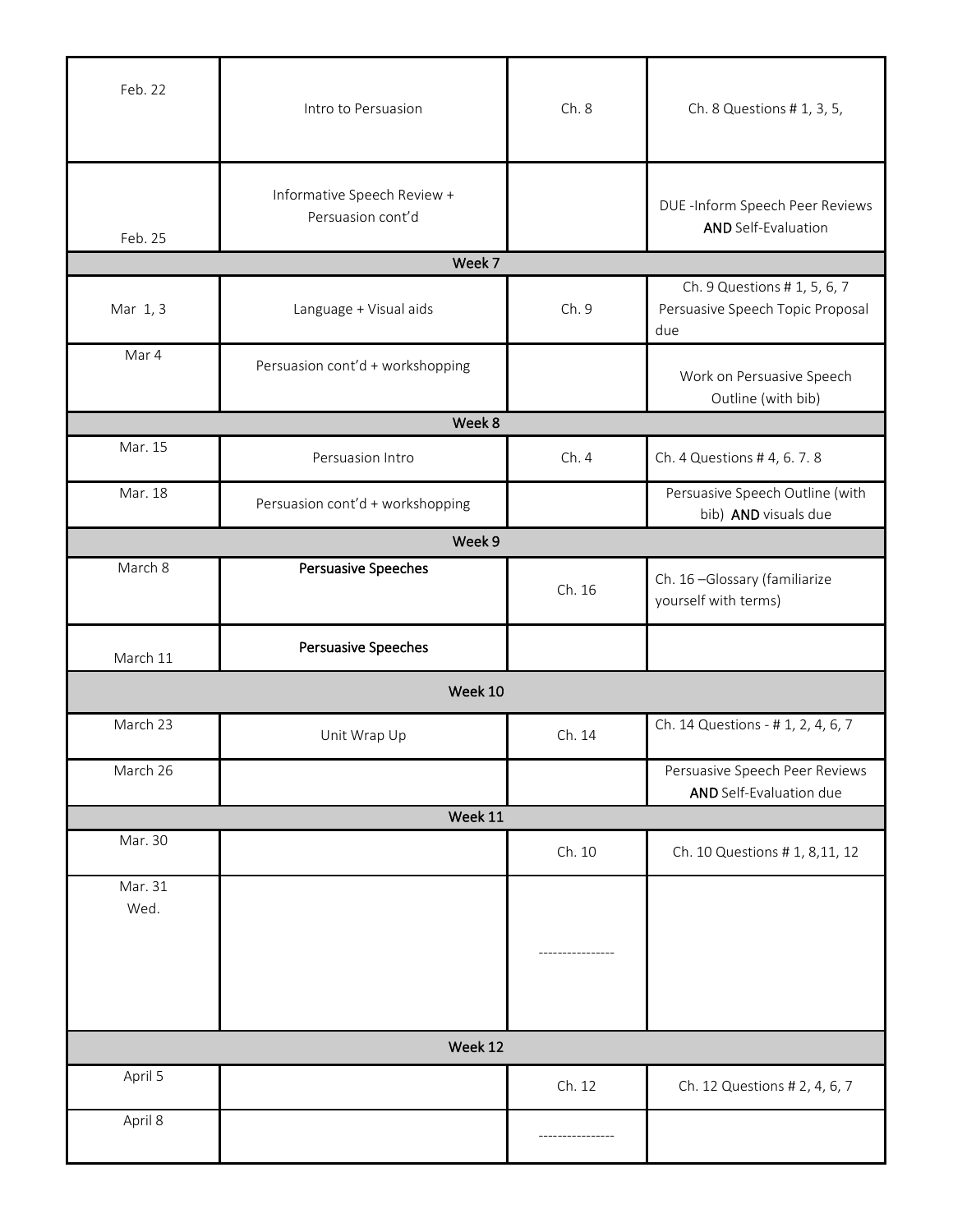| | | | |
|---|---|---|---|
| Feb. 22 | Intro to Persuasion | Ch. 8 | Ch. 8 Questions # 1, 3, 5, |
| Feb. 25 | Informative Speech Review + Persuasion cont'd | | DUE -Inform Speech Peer Reviews **AND** Self-Evaluation |
| **Week 7** | | | |
| Mar 1, 3 | Language + Visual aids | Ch. 9 | Ch. 9 Questions # 1, 5, 6, 7 Persuasive Speech Topic Proposal due |
| Mar 4 | Persuasion cont'd + workshopping | | Work on Persuasive Speech Outline (with bib) |
| **Week 8** | | | |
| Mar. 15 | Persuasion Intro | Ch. 4 | Ch. 4 Questions # 4, 6. 7. 8 |
| Mar. 18 | Persuasion cont'd + workshopping | | Persuasive Speech Outline (with bib) **AND** visuals due |
| **Week 9** | | | |
| March 8 | **Persuasive Speeches** | Ch. 16 | Ch. 16 –Glossary (familiarize yourself with terms) |
| March 11 | **Persuasive Speeches** | | |
| **Week 10** | | | |
| March 23 | Unit Wrap Up | Ch. 14 | Ch. 14 Questions - # 1, 2, 4, 6, 7 |
| March 26 | | | Persuasive Speech Peer Reviews **AND** Self-Evaluation due |
| **Week 11** | | | |
| Mar. 30 | | Ch. 10 | Ch. 10 Questions # 1, 8,11, 12 |
| Mar. 31 Wed. | | ---------------- | |
| **Week 12** | | | |
| April 5 | | Ch. 12 | Ch. 12 Questions # 2, 4, 6, 7 |
| April 8 | | ---------------- | |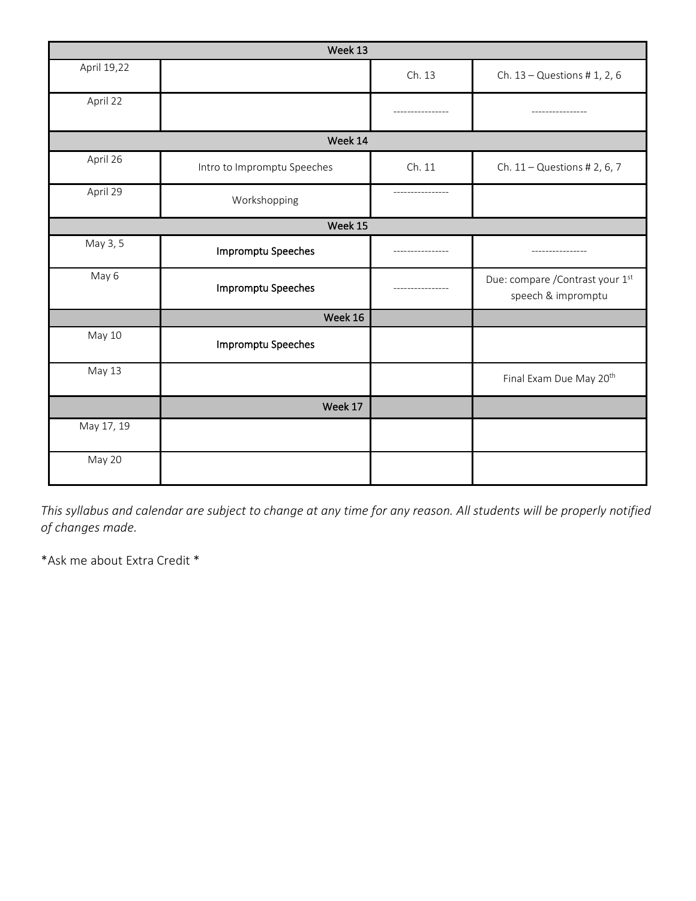| | | | |
|---|---|---|---|
| **Week 13** | | | |
| April 19,22 | | Ch. 13 | Ch. 13 – Questions # 1, 2, 6 |
| April 22 | | ---------------- | ---------------- |
| **Week 14** | | | |
| April 26 | Intro to Impromptu Speeches | Ch. 11 | Ch. 11 – Questions # 2, 6, 7 |
| April 29 | Workshopping | ---------------- | |
| **Week 15** | | | |
| May 3, 5 | **Impromptu Speeches** | ---------------- | ---------------- |
| May 6 | **Impromptu Speeches** | ---------------- | Due: compare /Contrast your 1st speech & impromptu |
| | **Week 16** | | |
| May 10 | **Impromptu Speeches** | | |
| May 13 | | | Final Exam Due May 20th |
| | **Week 17** | | |
| May 17, 19 | | | |
| May 20 | | | |

*This syllabus and calendar are subject to change at any time for any reason. All students will be properly notified of changes made.*

*Ask me about Extra Credit *